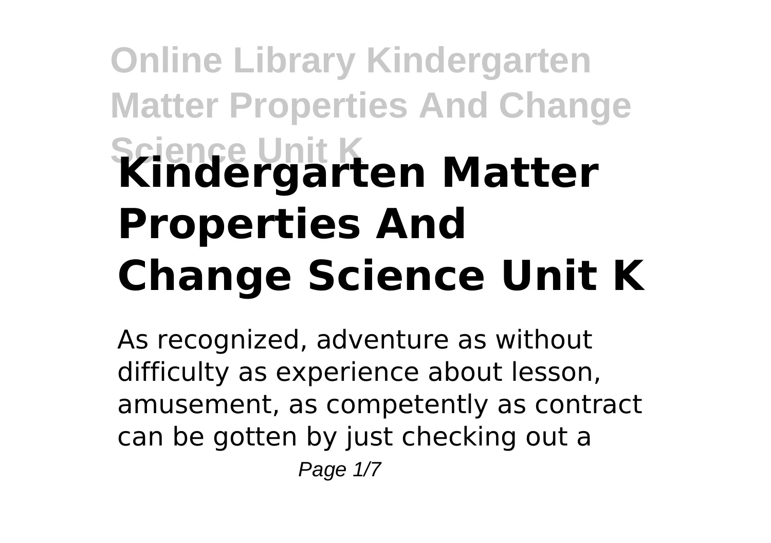# Kindergarten Matter Properties And Change Science Unit K

As recognized, adventure as without difficulty as experience about lesson, amusement, as competently as contract can be gotten by just checking out a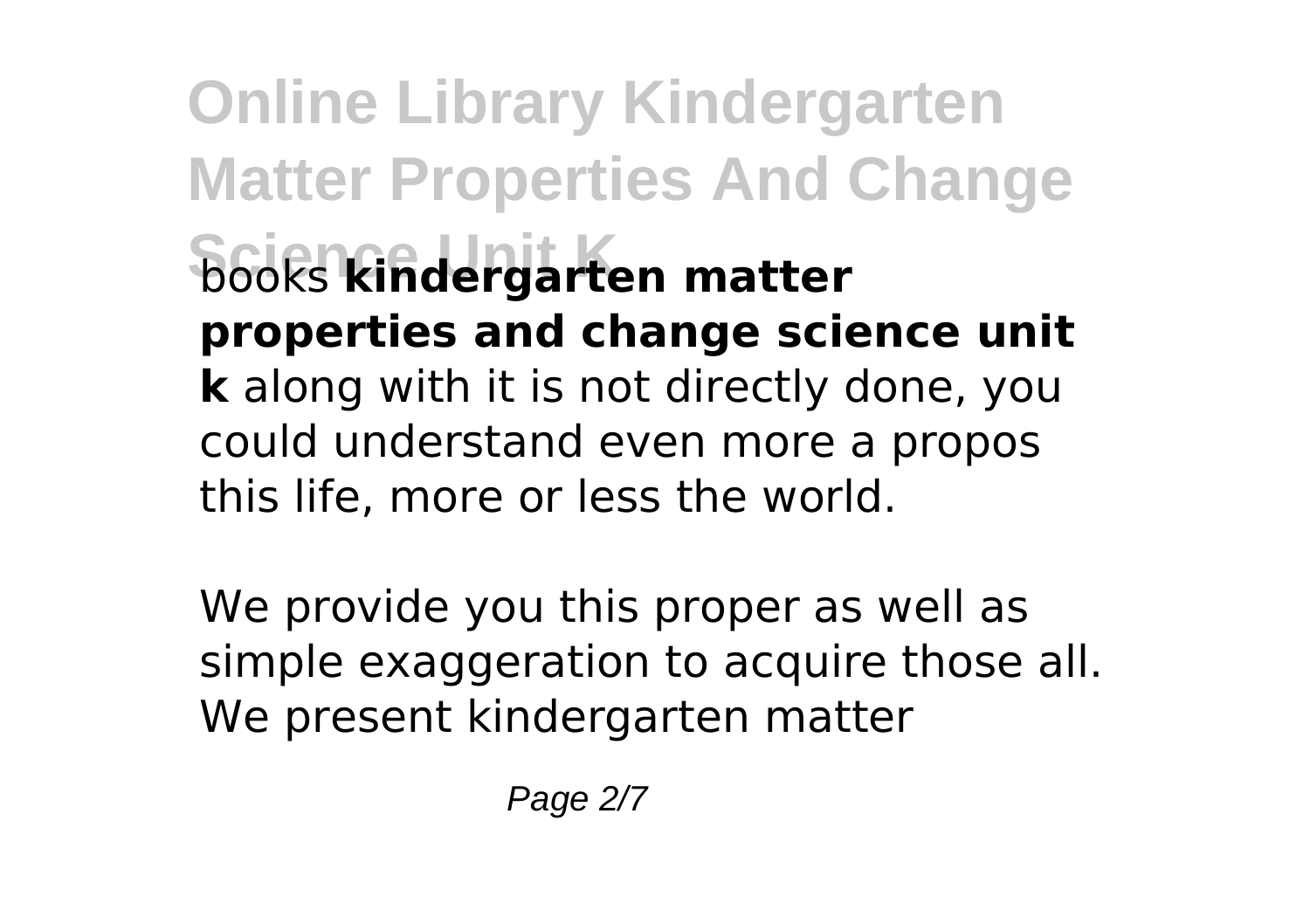books **kindergarten matter properties and change science unit k** along with it is not directly done, you could understand even more a propos this life, more or less the world.

We provide you this proper as well as simple exaggeration to acquire those all. We present kindergarten matter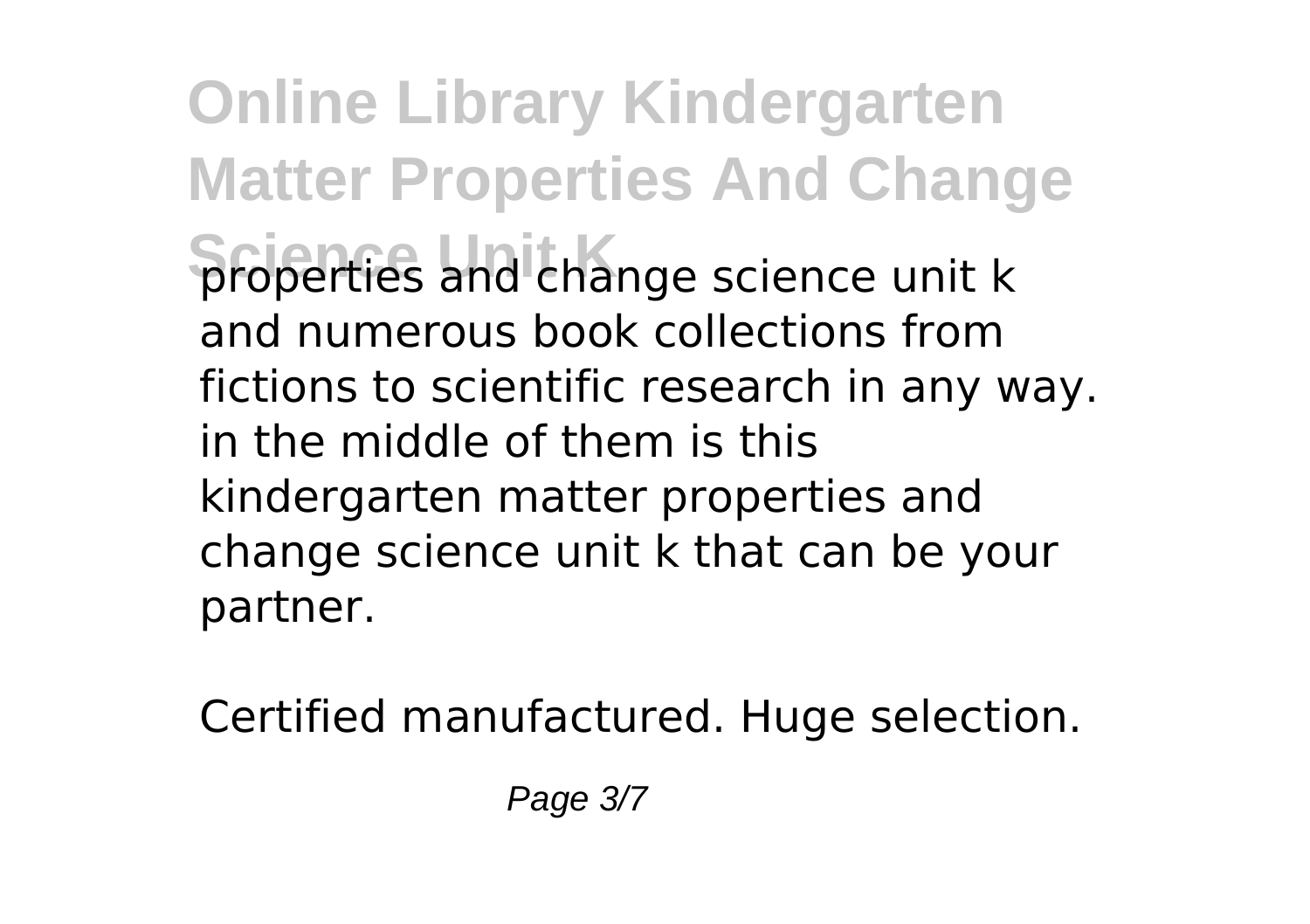properties and change science unit k and numerous book collections from fictions to scientific research in any way. in the middle of them is this kindergarten matter properties and change science unit k that can be your partner.

Certified manufactured. Huge selection.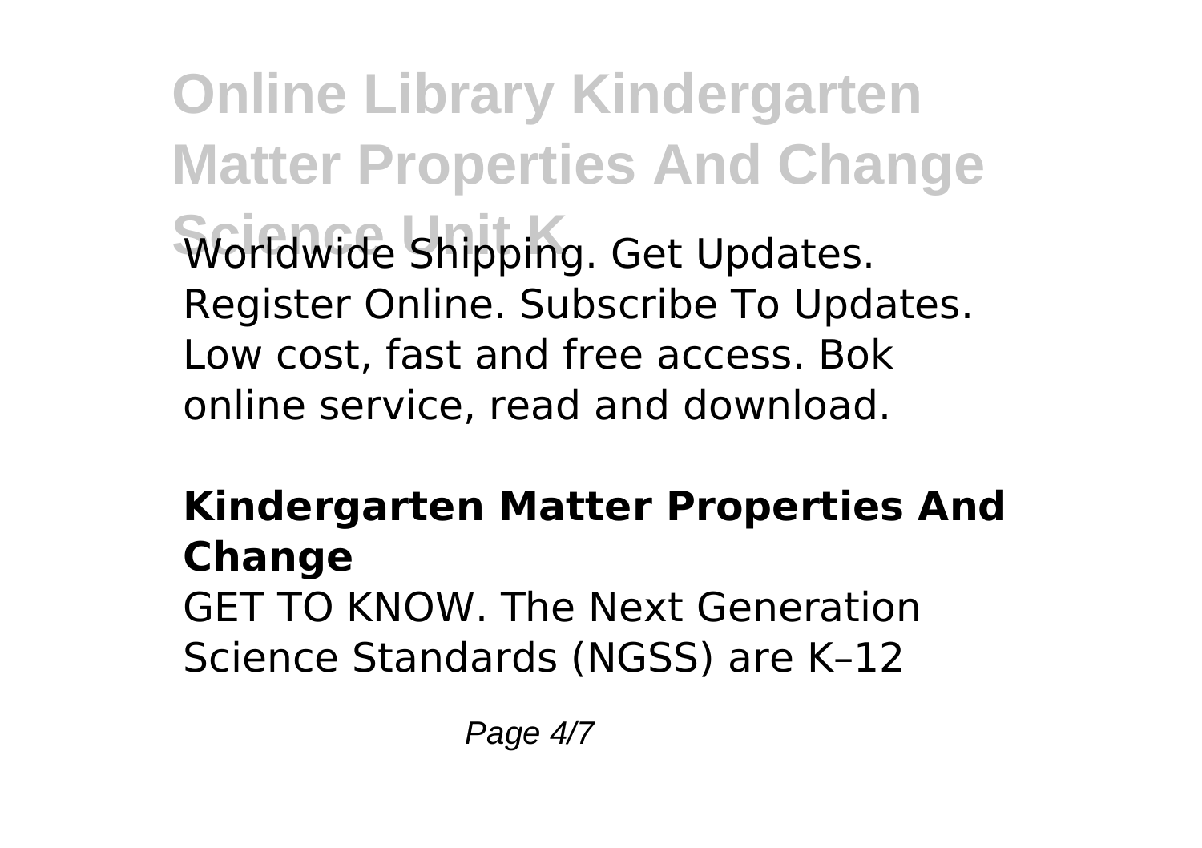Worldwide Shipping. Get Updates. Register Online. Subscribe To Updates. Low cost, fast and free access. Bok online service, read and download.

## Kindergarten Matter Properties And Change

GET TO KNOW. The Next Generation Science Standards (NGSS) are K–12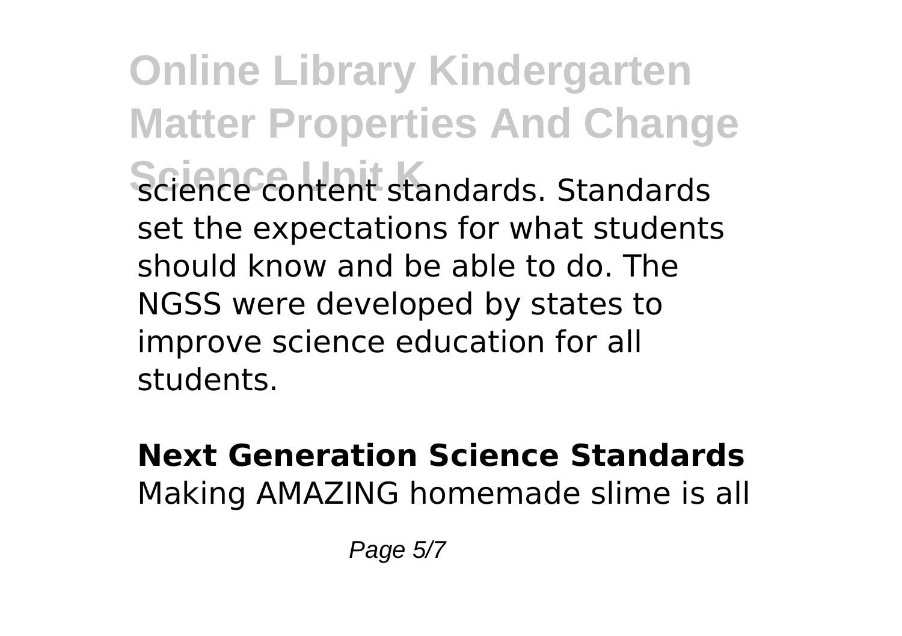science content standards. Standards set the expectations for what students should know and be able to do. The NGSS were developed by states to improve science education for all students.

**Next Generation Science Standards**
Making AMAZING homemade slime is all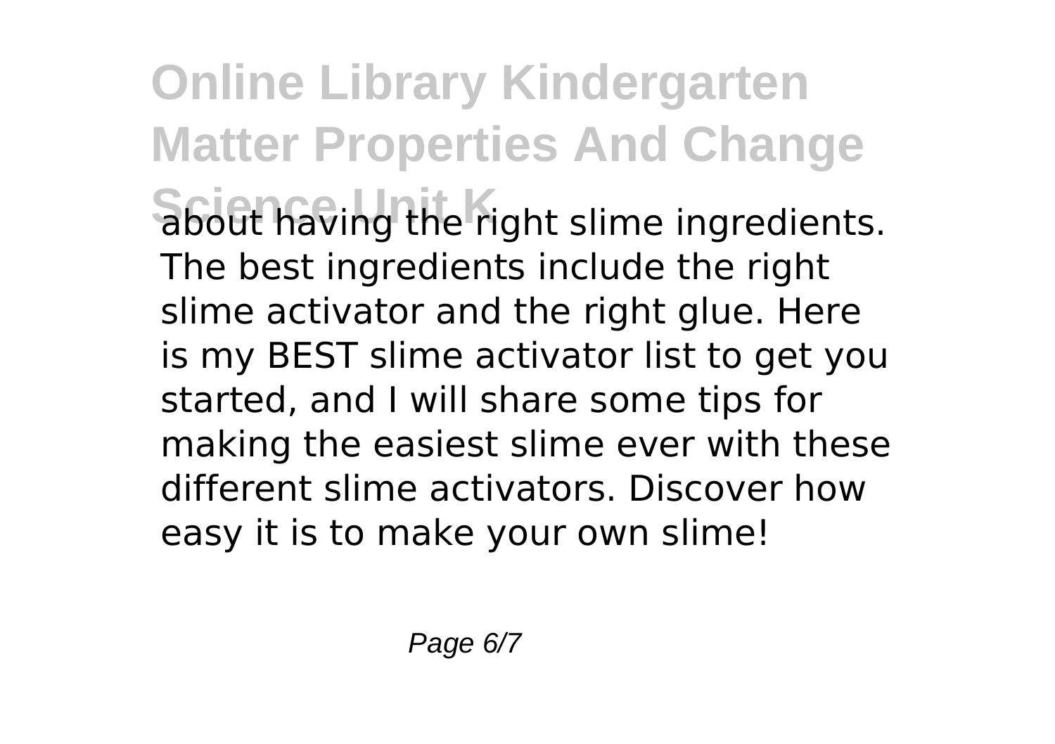about having the right slime ingredients. The best ingredients include the right slime activator and the right glue. Here is my BEST slime activator list to get you started, and I will share some tips for making the easiest slime ever with these different slime activators. Discover how easy it is to make your own slime!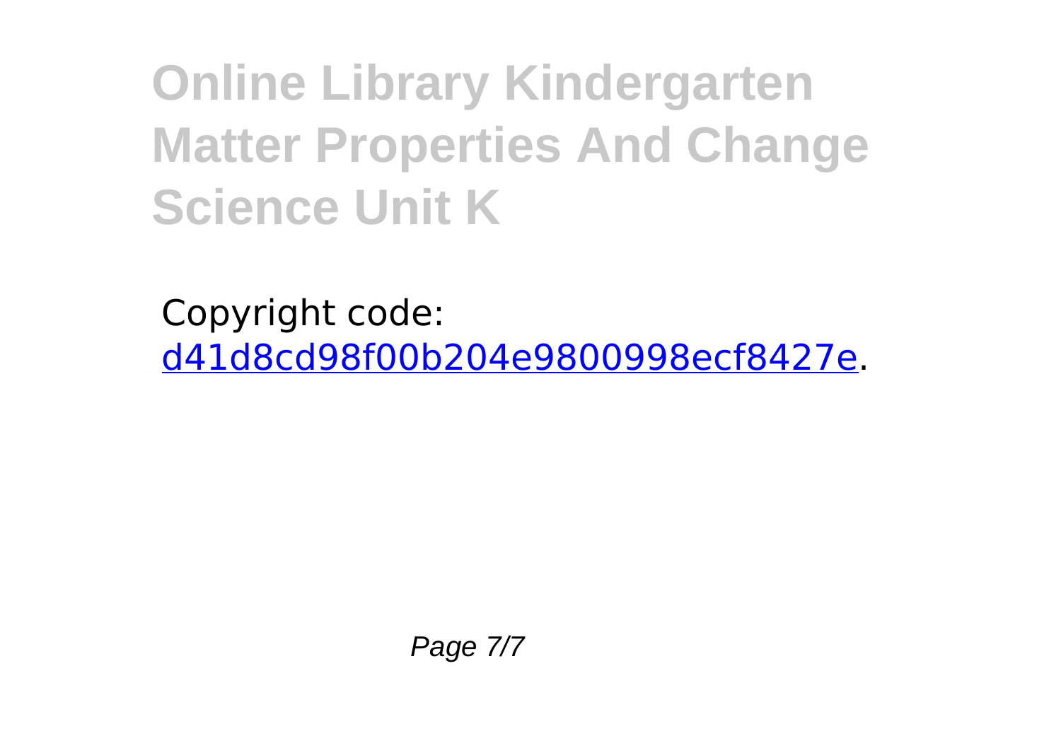Copyright code: [d41d8cd98f00b204e9800998ecf8427e](d41d8cd98f00b204e9800998ecf8427e).